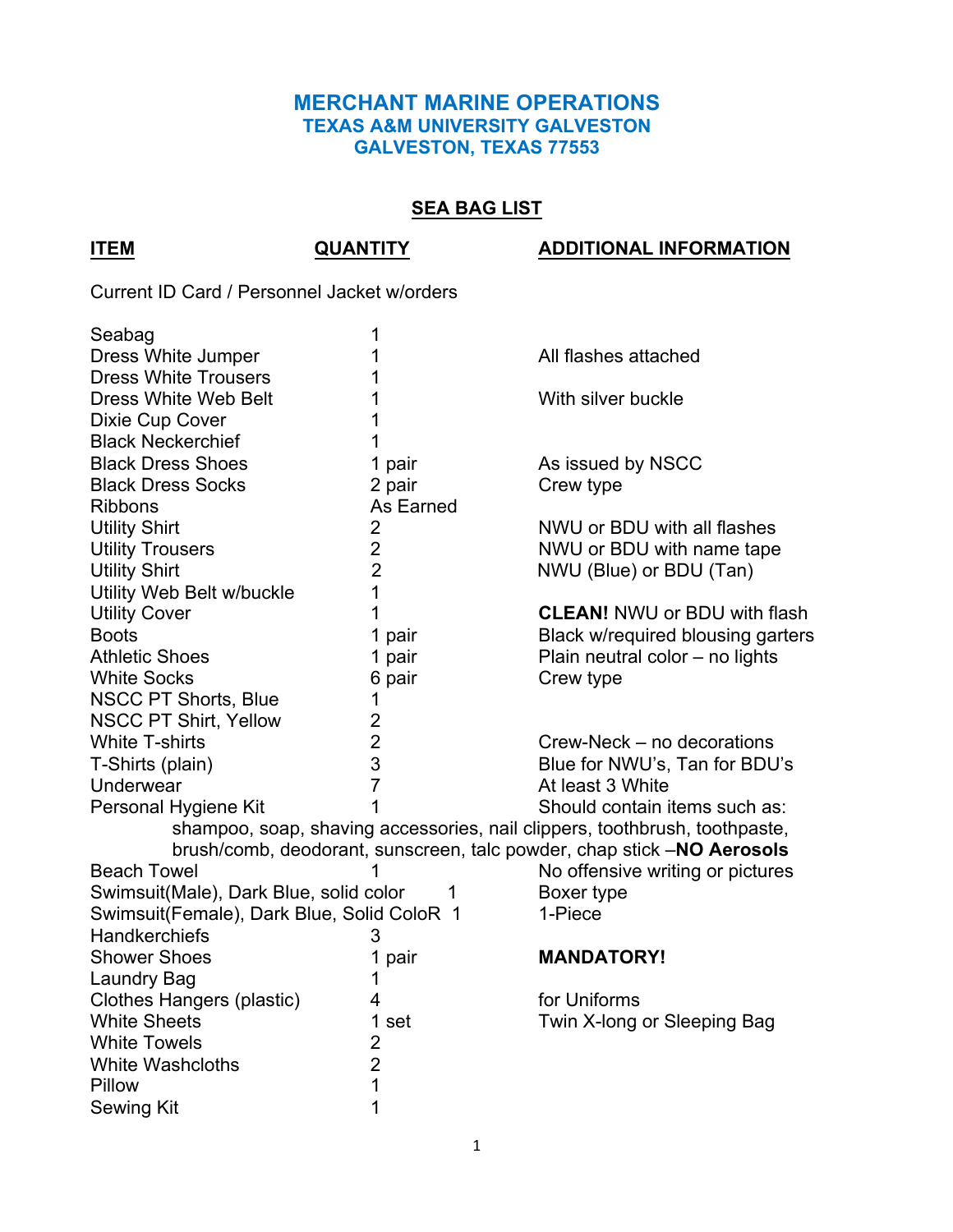# MERCHANT MARINE OPERATIONS
## TEXAS A&M UNIVERSITY GALVESTON
## GALVESTON, TEXAS 77553

## SEA BAG LIST

| ITEM | QUANTITY | ADDITIONAL INFORMATION |
|---|---|---|
| Current ID Card / Personnel Jacket w/orders | | |
| Seabag | 1 | |
| Dress White Jumper | 1 | All flashes attached |
| Dress White Trousers | 1 | |
| Dress White Web Belt | 1 | With silver buckle |
| Dixie Cup Cover | 1 | |
| Black Neckerchief | 1 | |
| Black Dress Shoes | 1 pair | As issued by NSCC |
| Black Dress Socks | 2 pair | Crew type |
| Ribbons | As Earned | |
| Utility Shirt | 2 | NWU or BDU with all flashes |
| Utility Trousers | 2 | NWU or BDU with name tape |
| Utility Shirt | 2 | NWU (Blue) or BDU (Tan) |
| Utility Web Belt w/buckle | 1 | |
| Utility Cover | 1 | **CLEAN!** NWU or BDU with flash |
| Boots | 1 pair | Black w/required blousing garters |
| Athletic Shoes | 1 pair | Plain neutral color – no lights |
| White Socks | 6 pair | Crew type |
| NSCC PT Shorts, Blue | 1 | |
| NSCC PT Shirt, Yellow | 2 | |
| White T-shirts | 2 | Crew-Neck – no decorations |
| T-Shirts (plain) | 3 | Blue for NWU's, Tan for BDU's |
| Underwear | 7 | At least 3 White |
| Personal Hygiene Kit | 1 | Should contain items such as: shampoo, soap, shaving accessories, nail clippers, toothbrush, toothpaste, brush/comb, deodorant, sunscreen, talc powder, chap stick –**NO Aerosols** |
| Beach Towel | 1 | No offensive writing or pictures |
| Swimsuit(Male), Dark Blue, solid color | 1 | Boxer type |
| Swimsuit(Female), Dark Blue, Solid ColoR | 1 | 1-Piece |
| Handkerchiefs | 3 | |
| Shower Shoes | 1 pair | **MANDATORY!** |
| Laundry Bag | 1 | |
| Clothes Hangers (plastic) | 4 | for Uniforms |
| White Sheets | 1 set | Twin X-long or Sleeping Bag |
| White Towels | 2 | |
| White Washcloths | 2 | |
| Pillow | 1 | |
| Sewing Kit | 1 | |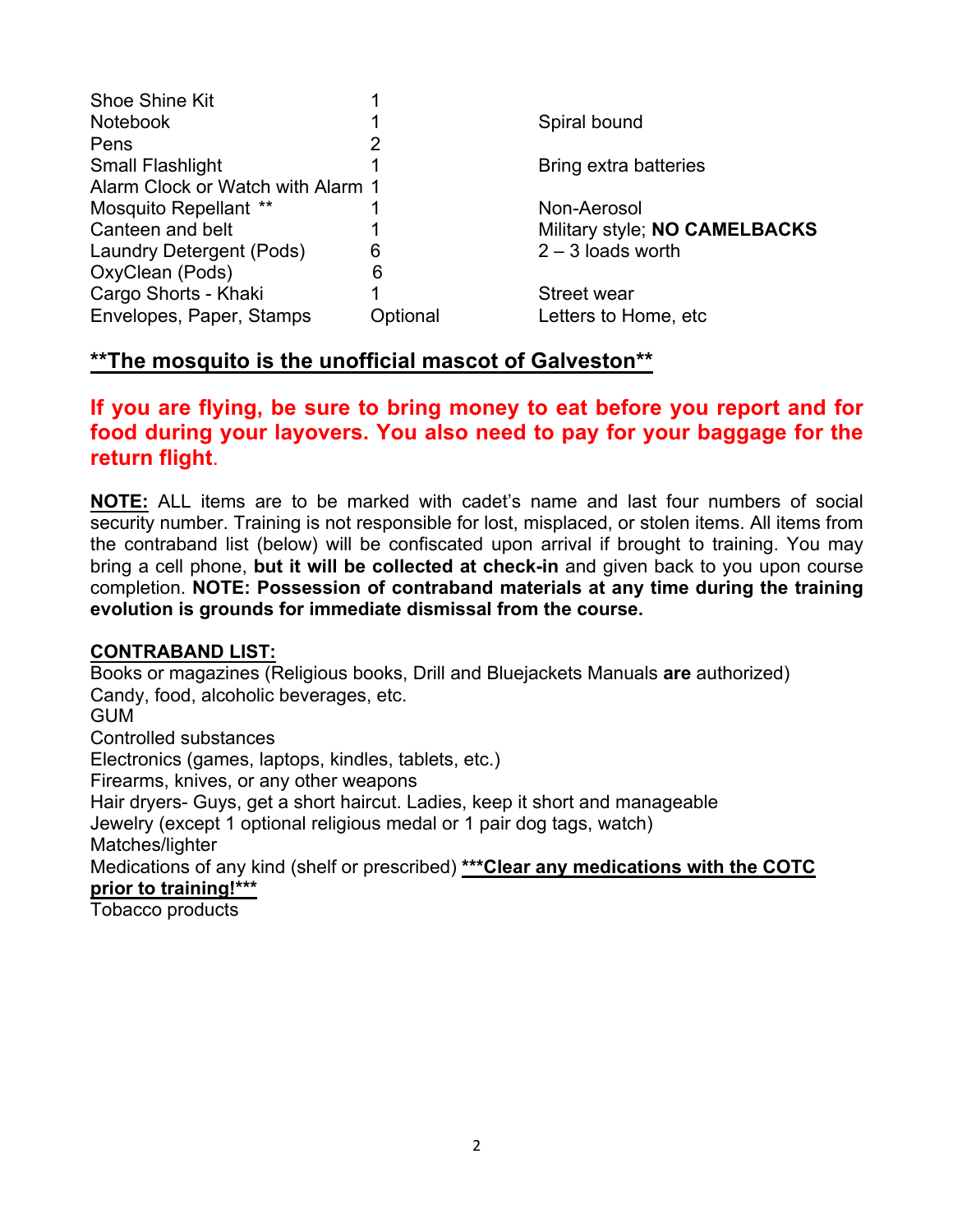| | | |
|---|---|---|
| Shoe Shine Kit | 1 | |
| Notebook | 1 | Spiral bound |
| Pens | 2 | |
| Small Flashlight | 1 | Bring extra batteries |
| Alarm Clock or Watch with Alarm | 1 | |
| Mosquito Repellant ** | 1 | Non-Aerosol |
| Canteen and belt | 1 | Military style; **NO CAMELBACKS** |
| Laundry Detergent (Pods) | 6 | 2 – 3 loads worth |
| OxyClean (Pods) | 6 | |
| Cargo Shorts - Khaki | 1 | Street wear |
| Envelopes, Paper, Stamps | Optional | Letters to Home, etc |

**<u>**The mosquito is the unofficial mascot of Galveston**</u>**

**If you are flying, be sure to bring money to eat before you report and for food during your layovers. You also need to pay for your baggage for the return flight.**

**<u>NOTE:</u>** ALL items are to be marked with cadet's name and last four numbers of social security number. Training is not responsible for lost, misplaced, or stolen items. All items from the contraband list (below) will be confiscated upon arrival if brought to training. You may bring a cell phone, **but it will be collected at check-in** and given back to you upon course completion. **NOTE: Possession of contraband materials at any time during the training evolution is grounds for immediate dismissal from the course.**

**<u>CONTRABAND LIST:</u>**

Books or magazines (Religious books, Drill and Bluejackets Manuals **are** authorized)
Candy, food, alcoholic beverages, etc.
GUM
Controlled substances
Electronics (games, laptops, kindles, tablets, etc.)
Firearms, knives, or any other weapons
Hair dryers- Guys, get a short haircut. Ladies, keep it short and manageable
Jewelry (except 1 optional religious medal or 1 pair dog tags, watch)
Matches/lighter
Medications of any kind (shelf or prescribed) **<u>***Clear any medications with the COTC prior to training!***</u>**
Tobacco products